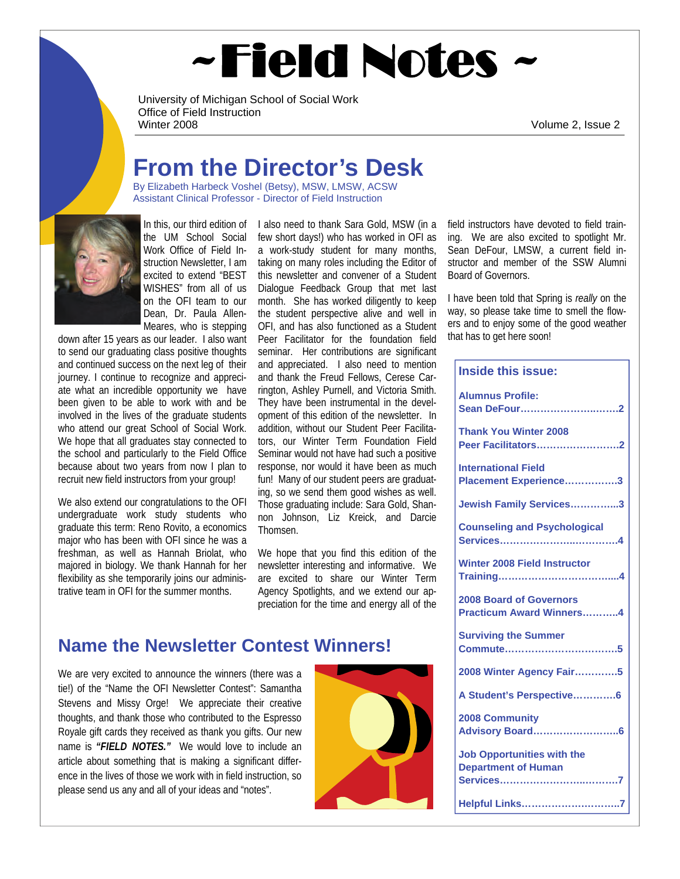# ~Field Notes ~

University of Michigan School of Social Work
Office of Field Instruction
Winter 2008

Volume 2, Issue 2

## From the Director's Desk

By Elizabeth Harbeck Voshel (Betsy), MSW, LMSW, ACSW
Assistant Clinical Professor - Director of Field Instruction

In this, our third edition of the UM School Social Work Office of Field Instruction Newsletter, I am excited to extend "BEST WISHES" from all of us on the OFI team to our Dean, Dr. Paula Allen-Meares, who is stepping down after 15 years as our leader. I also want to send our graduating class positive thoughts and continued success on the next leg of their journey. I continue to recognize and appreciate what an incredible opportunity we have been given to be able to work with and be involved in the lives of the graduate students who attend our great School of Social Work. We hope that all graduates stay connected to the school and particularly to the Field Office because about two years from now I plan to recruit new field instructors from your group!

We also extend our congratulations to the OFI undergraduate work study students who graduate this term: Reno Rovito, a economics major who has been with OFI since he was a freshman, as well as Hannah Briolat, who majored in biology. We thank Hannah for her flexibility as she temporarily joins our administrative team in OFI for the summer months.

I also need to thank Sara Gold, MSW (in a few short days!) who has worked in OFI as a work-study student for many months, taking on many roles including the Editor of this newsletter and convener of a Student Dialogue Feedback Group that met last month. She has worked diligently to keep the student perspective alive and well in OFI, and has also functioned as a Student Peer Facilitator for the foundation field seminar. Her contributions are significant and appreciated. I also need to mention and thank the Freud Fellows, Cerese Carrington, Ashley Purnell, and Victoria Smith. They have been instrumental in the development of this edition of the newsletter. In addition, without our Student Peer Facilitators, our Winter Term Foundation Field Seminar would not have had such a positive response, nor would it have been as much fun! Many of our student peers are graduating, so we send them good wishes as well. Those graduating include: Sara Gold, Shannon Johnson, Liz Kreick, and Darcie Thomsen.

We hope that you find this edition of the newsletter interesting and informative. We are excited to share our Winter Term Agency Spotlights, and we extend our appreciation for the time and energy all of the field instructors have devoted to field training. We are also excited to spotlight Mr. Sean DeFour, LMSW, a current field instructor and member of the SSW Alumni Board of Governors.

I have been told that Spring is *really* on the way, so please take time to smell the flowers and to enjoy some of the good weather that has to get here soon!

## Name the Newsletter Contest Winners!

We are very excited to announce the winners (there was a tie!) of the "Name the OFI Newsletter Contest": Samantha Stevens and Missy Orge! We appreciate their creative thoughts, and thank those who contributed to the Espresso Royale gift cards they received as thank you gifts. Our new name is ***"FIELD NOTES."*** We would love to include an article about something that is making a significant difference in the lives of those we work with in field instruction, so please send us any and all of your ideas and "notes".

### Inside this issue:

- Alumnus Profile: Sean DeFour……2
- Thank You Winter 2008 Peer Facilitators……2
- International Field Placement Experience……3
- Jewish Family Services……3
- Counseling and Psychological Services……4
- Winter 2008 Field Instructor Training……4
- 2008 Board of Governors Practicum Award Winners……4
- Surviving the Summer Commute……5
- 2008 Winter Agency Fair……5
- A Student's Perspective……6
- 2008 Community Advisory Board……6
- Job Opportunities with the Department of Human Services……7
- Helpful Links……7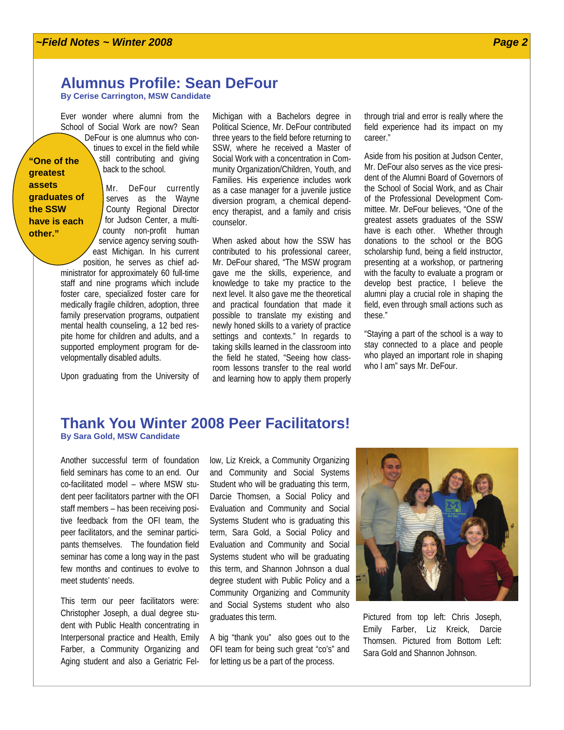## Alumnus Profile: Sean DeFour

**By Cerise Carrington, MSW Candidate**

Ever wonder where alumni from the School of Social Work are now? Sean DeFour is one alumnus who continues to excel in the field while still contributing and giving back to the school.

> **"One of the greatest assets graduates of the SSW have is each other."**

Mr. DeFour currently serves as the Wayne County Regional Director for Judson Center, a multi-county non-profit human service agency serving southeast Michigan. In his current position, he serves as chief administrator for approximately 60 full-time staff and nine programs which include foster care, specialized foster care for medically fragile children, adoption, three family preservation programs, outpatient mental health counseling, a 12 bed respite home for children and adults, and a supported employment program for developmentally disabled adults.

Upon graduating from the University of Michigan with a Bachelors degree in Political Science, Mr. DeFour contributed three years to the field before returning to SSW, where he received a Master of Social Work with a concentration in Community Organization/Children, Youth, and Families. His experience includes work as a case manager for a juvenile justice diversion program, a chemical dependency therapist, and a family and crisis counselor.

When asked about how the SSW has contributed to his professional career, Mr. DeFour shared, "The MSW program gave me the skills, experience, and knowledge to take my practice to the next level. It also gave me the theoretical and practical foundation that made it possible to translate my existing and newly honed skills to a variety of practice settings and contexts." In regards to taking skills learned in the classroom into the field he stated, "Seeing how classroom lessons transfer to the real world and learning how to apply them properly through trial and error is really where the field experience had its impact on my career."

Aside from his position at Judson Center, Mr. DeFour also serves as the vice president of the Alumni Board of Governors of the School of Social Work, and as Chair of the Professional Development Committee. Mr. DeFour believes, "One of the greatest assets graduates of the SSW have is each other. Whether through donations to the school or the BOG scholarship fund, being a field instructor, presenting at a workshop, or partnering with the faculty to evaluate a program or develop best practice, I believe the alumni play a crucial role in shaping the field, even through small actions such as these."

"Staying a part of the school is a way to stay connected to a place and people who played an important role in shaping who I am" says Mr. DeFour.

## Thank You Winter 2008 Peer Facilitators!

**By Sara Gold, MSW Candidate**

Another successful term of foundation field seminars has come to an end. Our co-facilitated model – where MSW student peer facilitators partner with the OFI staff members – has been receiving positive feedback from the OFI team, the peer facilitators, and the seminar participants themselves. The foundation field seminar has come a long way in the past few months and continues to evolve to meet students' needs.

This term our peer facilitators were: Christopher Joseph, a dual degree student with Public Health concentrating in Interpersonal practice and Health, Emily Farber, a Community Organizing and Aging student and also a Geriatric Fellow, Liz Kreick, a Community Organizing and Community and Social Systems Student who will be graduating this term, Darcie Thomsen, a Social Policy and Evaluation and Community and Social Systems Student who is graduating this term, Sara Gold, a Social Policy and Evaluation and Community and Social Systems student who will be graduating this term, and Shannon Johnson a dual degree student with Public Policy and a Community Organizing and Community and Social Systems student who also graduates this term.

A big "thank you" also goes out to the OFI team for being such great "co's" and for letting us be a part of the process.

Pictured from top left: Chris Joseph, Emily Farber, Liz Kreick, Darcie Thomsen. Pictured from Bottom Left: Sara Gold and Shannon Johnson.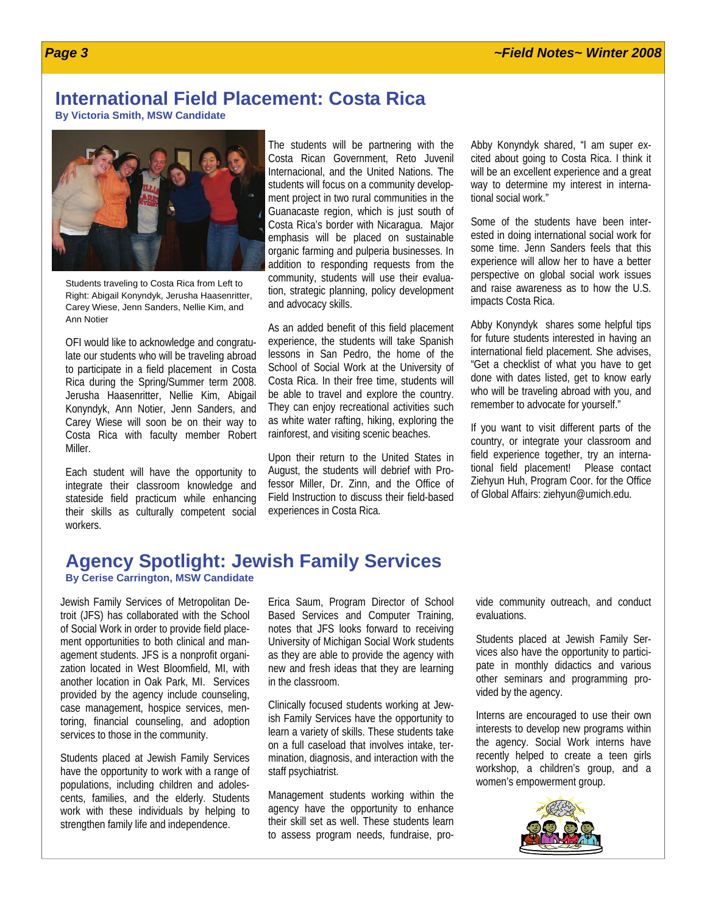# International Field Placement: Costa Rica

**By Victoria Smith, MSW Candidate**

Students traveling to Costa Rica from Left to Right: Abigail Konyndyk, Jerusha Haasenritter, Carey Wiese, Jenn Sanders, Nellie Kim, and Ann Notier

OFI would like to acknowledge and congratulate our students who will be traveling abroad to participate in a field placement in Costa Rica during the Spring/Summer term 2008. Jerusha Haasenritter, Nellie Kim, Abigail Konyndyk, Ann Notier, Jenn Sanders, and Carey Wiese will soon be on their way to Costa Rica with faculty member Robert Miller.

Each student will have the opportunity to integrate their classroom knowledge and stateside field practicum while enhancing their skills as culturally competent social workers.

The students will be partnering with the Costa Rican Government, Reto Juvenil Internacional, and the United Nations. The students will focus on a community development project in two rural communities in the Guanacaste region, which is just south of Costa Rica's border with Nicaragua. Major emphasis will be placed on sustainable organic farming and pulperia businesses. In addition to responding requests from the community, students will use their evaluation, strategic planning, policy development and advocacy skills.

As an added benefit of this field placement experience, the students will take Spanish lessons in San Pedro, the home of the School of Social Work at the University of Costa Rica. In their free time, students will be able to travel and explore the country. They can enjoy recreational activities such as white water rafting, hiking, exploring the rainforest, and visiting scenic beaches.

Upon their return to the United States in August, the students will debrief with Professor Miller, Dr. Zinn, and the Office of Field Instruction to discuss their field-based experiences in Costa Rica.

Abby Konyndyk shared, "I am super excited about going to Costa Rica. I think it will be an excellent experience and a great way to determine my interest in international social work."

Some of the students have been interested in doing international social work for some time. Jenn Sanders feels that this experience will allow her to have a better perspective on global social work issues and raise awareness as to how the U.S. impacts Costa Rica.

Abby Konyndyk shares some helpful tips for future students interested in having an international field placement. She advises, "Get a checklist of what you have to get done with dates listed, get to know early who will be traveling abroad with you, and remember to advocate for yourself."

If you want to visit different parts of the country, or integrate your classroom and field experience together, try an international field placement! Please contact Ziehyun Huh, Program Coor. for the Office of Global Affairs: ziehyun@umich.edu.

# Agency Spotlight: Jewish Family Services

**By Cerise Carrington, MSW Candidate**

Jewish Family Services of Metropolitan Detroit (JFS) has collaborated with the School of Social Work in order to provide field placement opportunities to both clinical and management students. JFS is a nonprofit organization located in West Bloomfield, MI, with another location in Oak Park, MI. Services provided by the agency include counseling, case management, hospice services, mentoring, financial counseling, and adoption services to those in the community.

Students placed at Jewish Family Services have the opportunity to work with a range of populations, including children and adolescents, families, and the elderly. Students work with these individuals by helping to strengthen family life and independence.

Erica Saum, Program Director of School Based Services and Computer Training, notes that JFS looks forward to receiving University of Michigan Social Work students as they are able to provide the agency with new and fresh ideas that they are learning in the classroom.

Clinically focused students working at Jewish Family Services have the opportunity to learn a variety of skills. These students take on a full caseload that involves intake, termination, diagnosis, and interaction with the staff psychiatrist.

Management students working within the agency have the opportunity to enhance their skill set as well. These students learn to assess program needs, fundraise, provide community outreach, and conduct evaluations.

Students placed at Jewish Family Services also have the opportunity to participate in monthly didactics and various other seminars and programming provided by the agency.

Interns are encouraged to use their own interests to develop new programs within the agency. Social Work interns have recently helped to create a teen girls workshop, a children's group, and a women's empowerment group.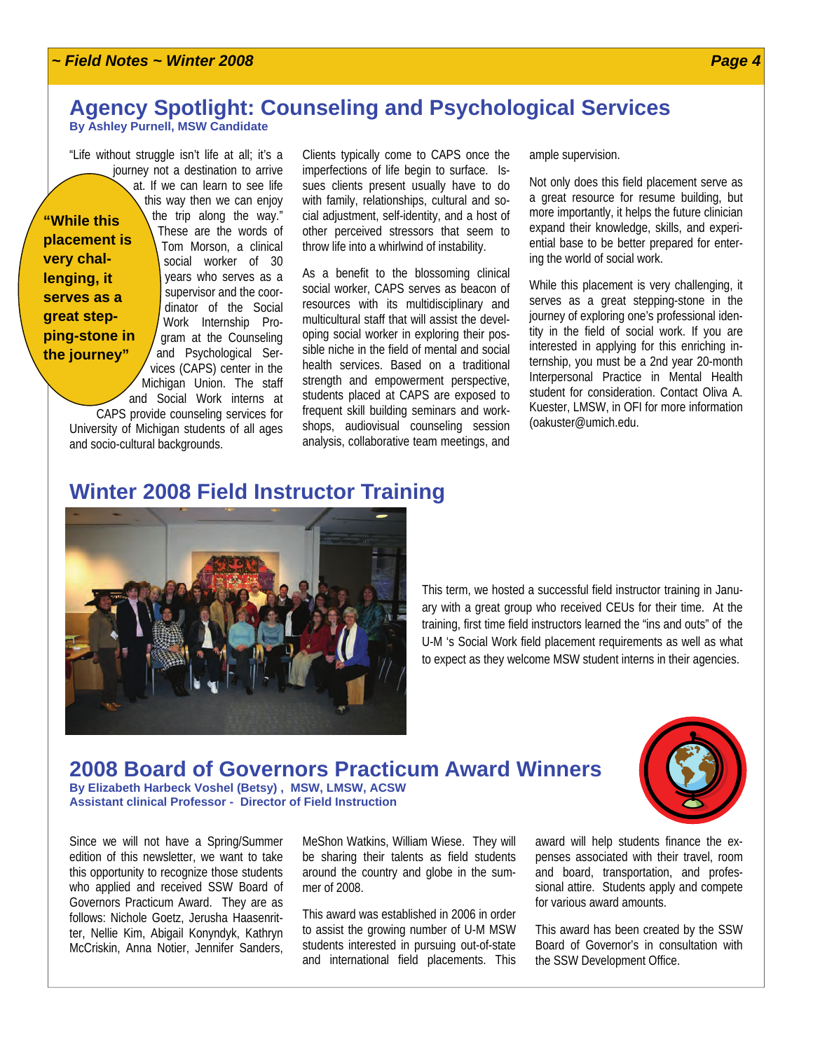## Agency Spotlight: Counseling and Psychological Services

**By Ashley Purnell, MSW Candidate**

> **"While this placement is very challenging, it serves as a great stepping-stone in the journey"**

"Life without struggle isn't life at all; it's a journey not a destination to arrive at. If we can learn to see life this way then we can enjoy the trip along the way." These are the words of Tom Morson, a clinical social worker of 30 years who serves as a supervisor and the coordinator of the Social Work Internship Program at the Counseling and Psychological Services (CAPS) center in the Michigan Union. The staff and Social Work interns at CAPS provide counseling services for University of Michigan students of all ages and socio-cultural backgrounds.

Clients typically come to CAPS once the imperfections of life begin to surface. Issues clients present usually have to do with family, relationships, cultural and social adjustment, self-identity, and a host of other perceived stressors that seem to throw life into a whirlwind of instability.

As a benefit to the blossoming clinical social worker, CAPS serves as beacon of resources with its multidisciplinary and multicultural staff that will assist the developing social worker in exploring their possible niche in the field of mental and social health services. Based on a traditional strength and empowerment perspective, students placed at CAPS are exposed to frequent skill building seminars and workshops, audiovisual counseling session analysis, collaborative team meetings, and ample supervision.

Not only does this field placement serve as a great resource for resume building, but more importantly, it helps the future clinician expand their knowledge, skills, and experiential base to be better prepared for entering the world of social work.

While this placement is very challenging, it serves as a great stepping-stone in the journey of exploring one's professional identity in the field of social work. If you are interested in applying for this enriching internship, you must be a 2nd year 20-month Interpersonal Practice in Mental Health student for consideration. Contact Oliva A. Kuester, LMSW, in OFI for more information (oakuster@umich.edu.

## Winter 2008 Field Instructor Training

This term, we hosted a successful field instructor training in January with a great group who received CEUs for their time. At the training, first time field instructors learned the "ins and outs" of the U-M 's Social Work field placement requirements as well as what to expect as they welcome MSW student interns in their agencies.

## 2008 Board of Governors Practicum Award Winners

**By Elizabeth Harbeck Voshel (Betsy) , MSW, LMSW, ACSW**
**Assistant clinical Professor - Director of Field Instruction**

Since we will not have a Spring/Summer edition of this newsletter, we want to take this opportunity to recognize those students who applied and received SSW Board of Governors Practicum Award. They are as follows: Nichole Goetz, Jerusha Haasenritter, Nellie Kim, Abigail Konyndyk, Kathryn McCriskin, Anna Notier, Jennifer Sanders, MeShon Watkins, William Wiese. They will be sharing their talents as field students around the country and globe in the summer of 2008.

This award was established in 2006 in order to assist the growing number of U-M MSW students interested in pursuing out-of-state and international field placements. This award will help students finance the expenses associated with their travel, room and board, transportation, and professional attire. Students apply and compete for various award amounts.

This award has been created by the SSW Board of Governor's in consultation with the SSW Development Office.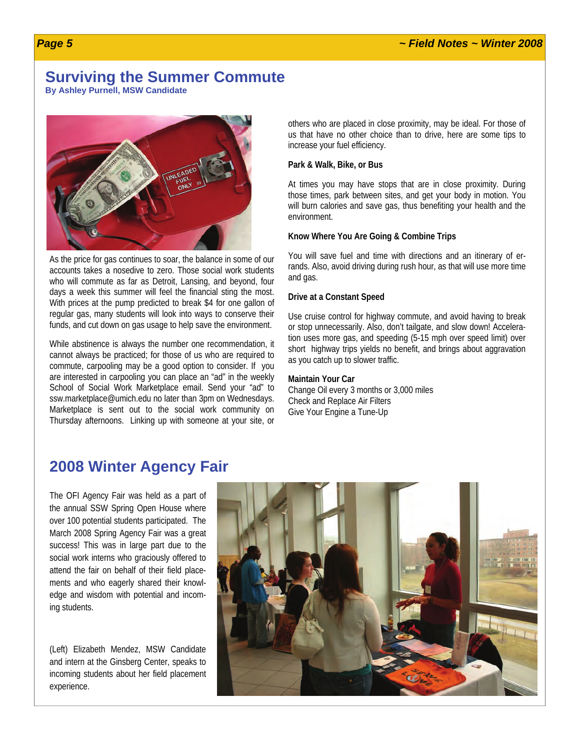## Surviving the Summer Commute

**By Ashley Purnell, MSW Candidate**

As the price for gas continues to soar, the balance in some of our accounts takes a nosedive to zero. Those social work students who will commute as far as Detroit, Lansing, and beyond, four days a week this summer will feel the financial sting the most. With prices at the pump predicted to break $4 for one gallon of regular gas, many students will look into ways to conserve their funds, and cut down on gas usage to help save the environment.

While abstinence is always the number one recommendation, it cannot always be practiced; for those of us who are required to commute, carpooling may be a good option to consider. If you are interested in carpooling you can place an "ad" in the weekly School of Social Work Marketplace email. Send your "ad" to ssw.marketplace@umich.edu no later than 3pm on Wednesdays. Marketplace is sent out to the social work community on Thursday afternoons. Linking up with someone at your site, or others who are placed in close proximity, may be ideal. For those of us that have no other choice than to drive, here are some tips to increase your fuel efficiency.

**Park & Walk, Bike, or Bus**

At times you may have stops that are in close proximity. During those times, park between sites, and get your body in motion. You will burn calories and save gas, thus benefiting your health and the environment.

**Know Where You Are Going & Combine Trips**

You will save fuel and time with directions and an itinerary of errands. Also, avoid driving during rush hour, as that will use more time and gas.

**Drive at a Constant Speed**

Use cruise control for highway commute, and avoid having to break or stop unnecessarily. Also, don't tailgate, and slow down! Acceleration uses more gas, and speeding (5-15 mph over speed limit) over short highway trips yields no benefit, and brings about aggravation as you catch up to slower traffic.

**Maintain Your Car**

Change Oil every 3 months or 3,000 miles
Check and Replace Air Filters
Give Your Engine a Tune-Up

## 2008 Winter Agency Fair

The OFI Agency Fair was held as a part of the annual SSW Spring Open House where over 100 potential students participated. The March 2008 Spring Agency Fair was a great success! This was in large part due to the social work interns who graciously offered to attend the fair on behalf of their field placements and who eagerly shared their knowledge and wisdom with potential and incoming students.

(Left) Elizabeth Mendez, MSW Candidate and intern at the Ginsberg Center, speaks to incoming students about her field placement experience.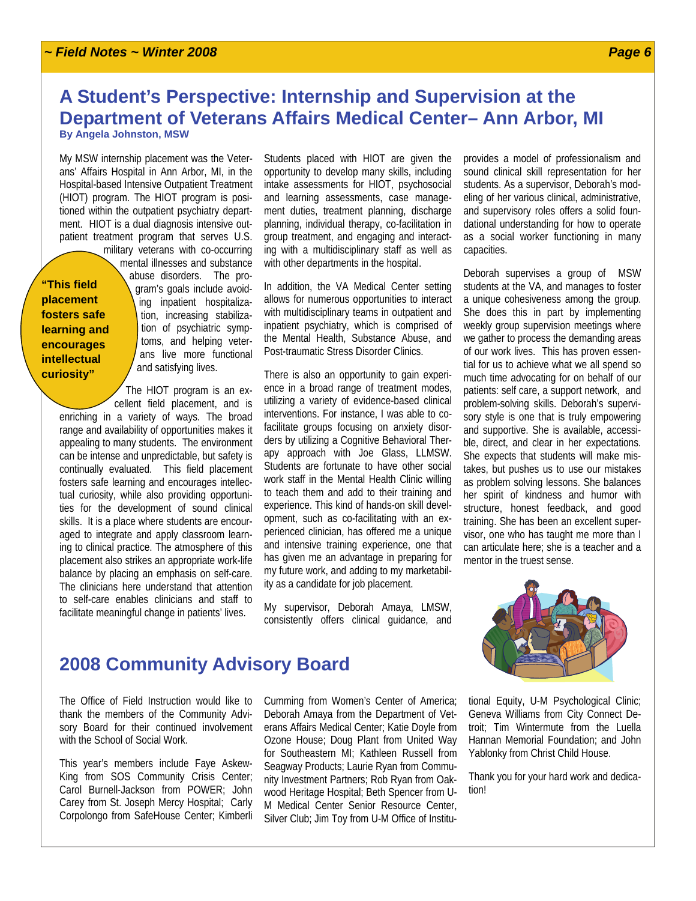## A Student's Perspective: Internship and Supervision at the Department of Veterans Affairs Medical Center– Ann Arbor, MI

**By Angela Johnston, MSW**

My MSW internship placement was the Veterans' Affairs Hospital in Ann Arbor, MI, in the Hospital-based Intensive Outpatient Treatment (HIOT) program. The HIOT program is positioned within the outpatient psychiatry department. HIOT is a dual diagnosis intensive outpatient treatment program that serves U.S. military veterans with co-occurring mental illnesses and substance abuse disorders. The program's goals include avoiding inpatient hospitalization, increasing stabilization of psychiatric symptoms, and helping veterans live more functional and satisfying lives.

> **"This field placement fosters safe learning and encourages intellectual curiosity"**

The HIOT program is an excellent field placement, and is enriching in a variety of ways. The broad range and availability of opportunities makes it appealing to many students. The environment can be intense and unpredictable, but safety is continually evaluated. This field placement fosters safe learning and encourages intellectual curiosity, while also providing opportunities for the development of sound clinical skills. It is a place where students are encouraged to integrate and apply classroom learning to clinical practice. The atmosphere of this placement also strikes an appropriate work-life balance by placing an emphasis on self-care. The clinicians here understand that attention to self-care enables clinicians and staff to facilitate meaningful change in patients' lives.

Students placed with HIOT are given the opportunity to develop many skills, including intake assessments for HIOT, psychosocial and learning assessments, case management duties, treatment planning, discharge planning, individual therapy, co-facilitation in group treatment, and engaging and interacting with a multidisciplinary staff as well as with other departments in the hospital.

In addition, the VA Medical Center setting allows for numerous opportunities to interact with multidisciplinary teams in outpatient and inpatient psychiatry, which is comprised of the Mental Health, Substance Abuse, and Post-traumatic Stress Disorder Clinics.

There is also an opportunity to gain experience in a broad range of treatment modes, utilizing a variety of evidence-based clinical interventions. For instance, I was able to co-facilitate groups focusing on anxiety disorders by utilizing a Cognitive Behavioral Therapy approach with Joe Glass, LLMSW. Students are fortunate to have other social work staff in the Mental Health Clinic willing to teach them and add to their training and experience. This kind of hands-on skill development, such as co-facilitating with an experienced clinician, has offered me a unique and intensive training experience, one that has given me an advantage in preparing for my future work, and adding to my marketability as a candidate for job placement.

My supervisor, Deborah Amaya, LMSW, consistently offers clinical guidance, and provides a model of professionalism and sound clinical skill representation for her students. As a supervisor, Deborah's modeling of her various clinical, administrative, and supervisory roles offers a solid foundational understanding for how to operate as a social worker functioning in many capacities.

Deborah supervises a group of MSW students at the VA, and manages to foster a unique cohesiveness among the group. She does this in part by implementing weekly group supervision meetings where we gather to process the demanding areas of our work lives. This has proven essential for us to achieve what we all spend so much time advocating for on behalf of our patients: self care, a support network, and problem-solving skills. Deborah's supervisory style is one that is truly empowering and supportive. She is available, accessible, direct, and clear in her expectations. She expects that students will make mistakes, but pushes us to use our mistakes as problem solving lessons. She balances her spirit of kindness and humor with structure, honest feedback, and good training. She has been an excellent supervisor, one who has taught me more than I can articulate here; she is a teacher and a mentor in the truest sense.

## 2008 Community Advisory Board

The Office of Field Instruction would like to thank the members of the Community Advisory Board for their continued involvement with the School of Social Work.

This year's members include Faye Askew-King from SOS Community Crisis Center; Carol Burnell-Jackson from POWER; John Carey from St. Joseph Mercy Hospital; Carly Corpolongo from SafeHouse Center; Kimberli Cumming from Women's Center of America; Deborah Amaya from the Department of Veterans Affairs Medical Center; Katie Doyle from Ozone House; Doug Plant from United Way for Southeastern MI; Kathleen Russell from Seagway Products; Laurie Ryan from Community Investment Partners; Rob Ryan from Oakwood Heritage Hospital; Beth Spencer from U-M Medical Center Senior Resource Center, Silver Club; Jim Toy from U-M Office of Institutional Equity, U-M Psychological Clinic; Geneva Williams from City Connect Detroit; Tim Wintermute from the Luella Hannan Memorial Foundation; and John Yablonky from Christ Child House.

Thank you for your hard work and dedication!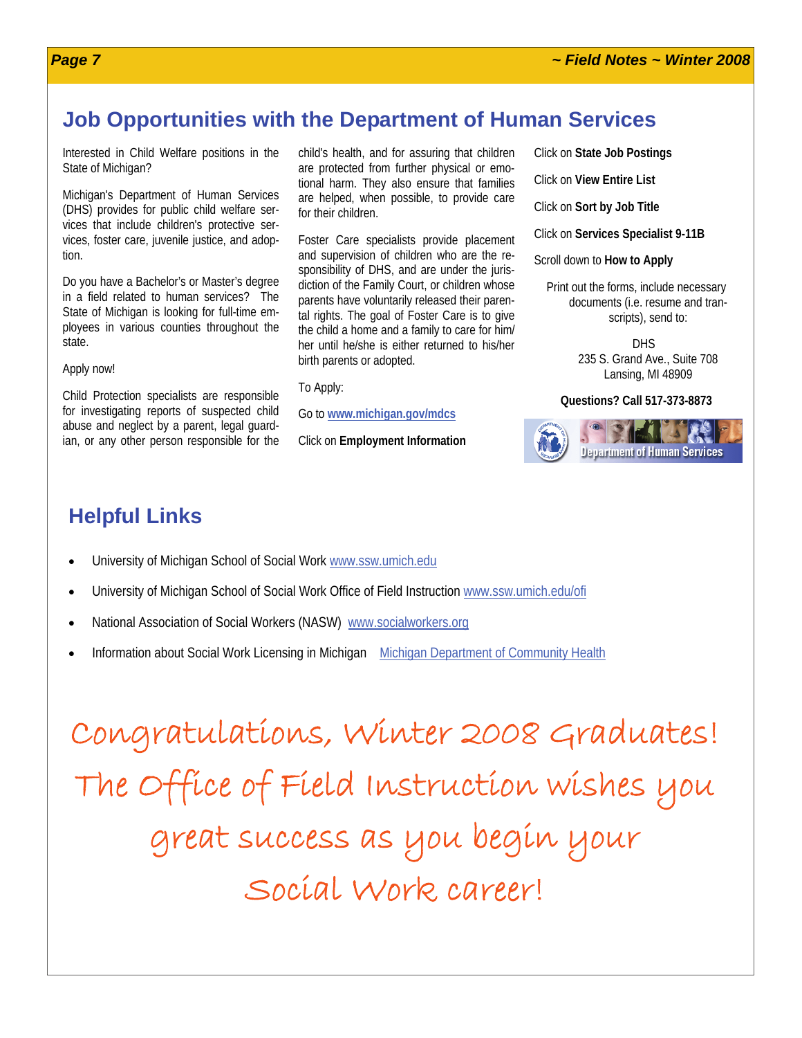## Job Opportunities with the Department of Human Services

Interested in Child Welfare positions in the State of Michigan?

Michigan's Department of Human Services (DHS) provides for public child welfare services that include children's protective services, foster care, juvenile justice, and adoption.

Do you have a Bachelor's or Master's degree in a field related to human services? The State of Michigan is looking for full-time employees in various counties throughout the state.

Apply now!

Child Protection specialists are responsible for investigating reports of suspected child abuse and neglect by a parent, legal guardian, or any other person responsible for the child's health, and for assuring that children are protected from further physical or emotional harm. They also ensure that families are helped, when possible, to provide care for their children.

Foster Care specialists provide placement and supervision of children who are the responsibility of DHS, and are under the jurisdiction of the Family Court, or children whose parents have voluntarily released their parental rights. The goal of Foster Care is to give the child a home and a family to care for him/her until he/she is either returned to his/her birth parents or adopted.

To Apply:

Go to **www.michigan.gov/mdcs**

Click on **Employment Information**

Click on **State Job Postings**

Click on **View Entire List**

Click on **Sort by Job Title**

Click on **Services Specialist 9-11B**

Scroll down to **How to Apply**

Print out the forms, include necessary documents (i.e. resume and transcripts), send to:

DHS
235 S. Grand Ave., Suite 708
Lansing, MI 48909

**Questions? Call 517-373-8873**

Department of Human Services

## Helpful Links

- University of Michigan School of Social Work www.ssw.umich.edu
- University of Michigan School of Social Work Office of Field Instruction www.ssw.umich.edu/ofi
- National Association of Social Workers (NASW) www.socialworkers.org
- Information about Social Work Licensing in Michigan Michigan Department of Community Health

Congratulations, Winter 2008 Graduates!
The Office of Field Instruction wishes you great success as you begin your Social Work career!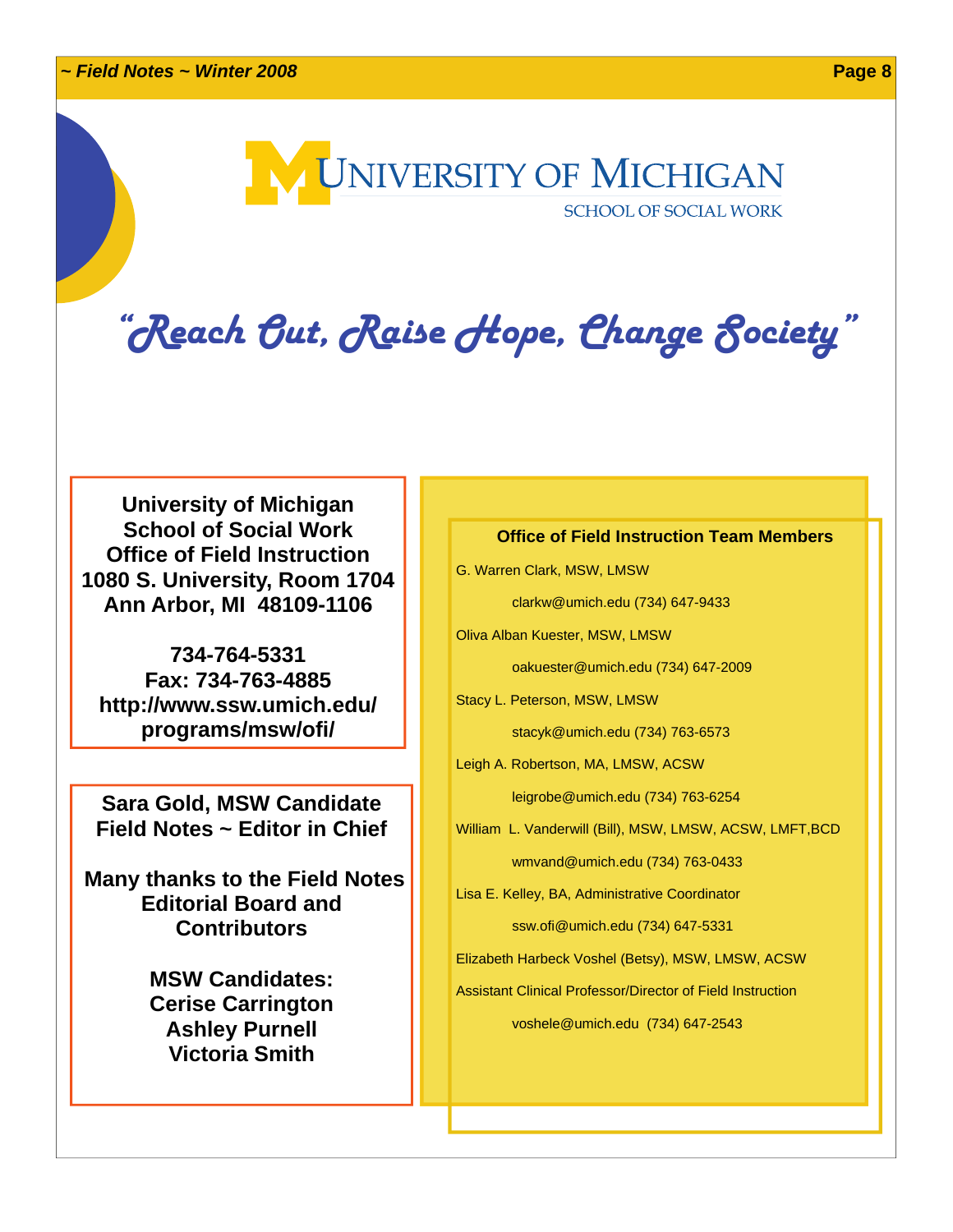# UNIVERSITY OF MICHIGAN

SCHOOL OF SOCIAL WORK

## "Reach Out, Raise Hope, Change Society"

**University of Michigan**
**School of Social Work**
**Office of Field Instruction**
**1080 S. University, Room 1704**
**Ann Arbor, MI 48109-1106**

**734-764-5331**
**Fax: 734-763-4885**
**http://www.ssw.umich.edu/programs/msw/ofi/**

**Sara Gold, MSW Candidate**
**Field Notes ~ Editor in Chief**

**Many thanks to the Field Notes Editorial Board and Contributors**

**MSW Candidates:**
**Cerise Carrington**
**Ashley Purnell**
**Victoria Smith**

### Office of Field Instruction Team Members

G. Warren Clark, MSW, LMSW
clarkw@umich.edu (734) 647-9433

Oliva Alban Kuester, MSW, LMSW
oakuester@umich.edu (734) 647-2009

Stacy L. Peterson, MSW, LMSW
stacyk@umich.edu (734) 763-6573

Leigh A. Robertson, MA, LMSW, ACSW
leigrobe@umich.edu (734) 763-6254

William L. Vanderwill (Bill), MSW, LMSW, ACSW, LMFT,BCD
wmvand@umich.edu (734) 763-0433

Lisa E. Kelley, BA, Administrative Coordinator
ssw.ofi@umich.edu (734) 647-5331

Elizabeth Harbeck Voshel (Betsy), MSW, LMSW, ACSW
Assistant Clinical Professor/Director of Field Instruction
voshele@umich.edu (734) 647-2543